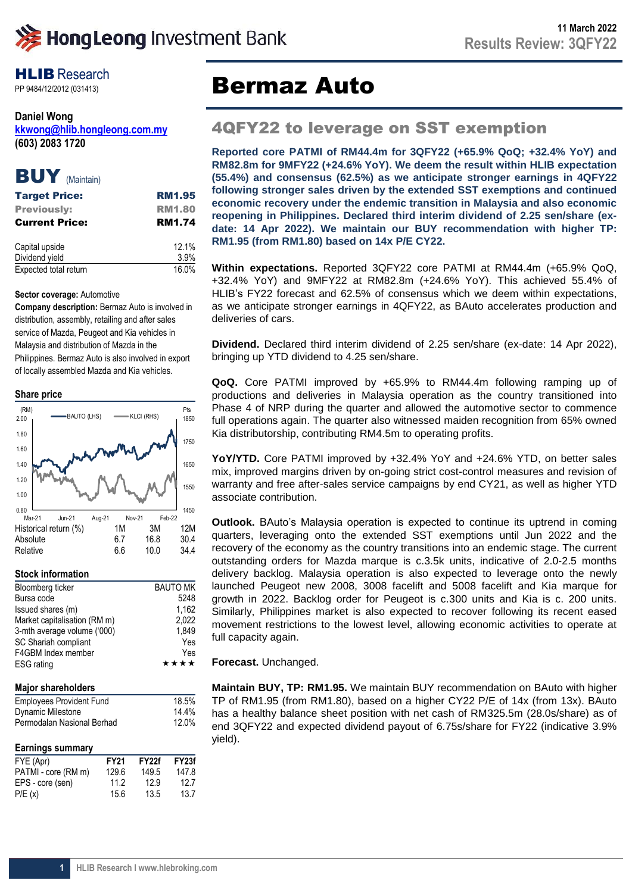11 March 2022

Results Review: 3QFY22

HLIB Research
PP 9484/12/2012 (031413)

**Daniel Wong**
kkwong@hlib.hongleong.com.my
**(603) 2083 1720**

# Bermaz Auto

## 4QFY22 to leverage on SST exemption

**BUY** (Maintain)

| | |
|---|---|
| **Target Price:** | **RM1.95** |
| **Previously:** | **RM1.80** |
| **Current Price:** | **RM1.74** |

| | |
|---|---|
| Capital upside | 12.1% |
| Dividend yield | 3.9% |
| Expected total return | 16.0% |

**Sector coverage:** Automotive

**Company description:** Bermaz Auto is involved in distribution, assembly, retailing and after sales service of Mazda, Peugeot and Kia vehicles in Malaysia and distribution of Mazda in the Philippines. Bermaz Auto is also involved in export of locally assembled Mazda and Kia vehicles.

**Share price**

| Historical return (%) | 1M | 3M | 12M |
|---|---|---|---|
| Absolute | 6.7 | 16.8 | 30.4 |
| Relative | 6.6 | 10.0 | 34.4 |

**Stock information**

| | |
|---|---|
| Bloomberg ticker | BAUTO MK |
| Bursa code | 5248 |
| Issued shares (m) | 1,162 |
| Market capitalisation (RM m) | 2,022 |
| 3-mth average volume ('000) | 1,849 |
| SC Shariah compliant | Yes |
| F4GBM Index member | Yes |
| ESG rating | ★★★★ |

**Major shareholders**

| | |
|---|---|
| Employees Provident Fund | 18.5% |
| Dynamic Milestone | 14.4% |
| Permodalan Nasional Berhad | 12.0% |

**Earnings summary**

| FYE (Apr) | FY21 | FY22f | FY23f |
|---|---|---|---|
| PATMI - core (RM m) | 129.6 | 149.5 | 147.8 |
| EPS - core (sen) | 11.2 | 12.9 | 12.7 |
| P/E (x) | 15.6 | 13.5 | 13.7 |

**Reported core PATMI of RM44.4m for 3QFY22 (+65.9% QoQ; +32.4% YoY) and RM82.8m for 9MFY22 (+24.6% YoY). We deem the result within HLIB expectation (55.4%) and consensus (62.5%) as we anticipate stronger earnings in 4QFY22 following stronger sales driven by the extended SST exemptions and continued economic recovery under the endemic transition in Malaysia and also economic reopening in Philippines. Declared third interim dividend of 2.25 sen/share (ex-date: 14 Apr 2022). We maintain our BUY recommendation with higher TP: RM1.95 (from RM1.80) based on 14x P/E CY22.**

**Within expectations.** Reported 3QFY22 core PATMI at RM44.4m (+65.9% QoQ, +32.4% YoY) and 9MFY22 at RM82.8m (+24.6% YoY). This achieved 55.4% of HLIB's FY22 forecast and 62.5% of consensus which we deem within expectations, as we anticipate stronger earnings in 4QFY22, as BAuto accelerates production and deliveries of cars.

**Dividend.** Declared third interim dividend of 2.25 sen/share (ex-date: 14 Apr 2022), bringing up YTD dividend to 4.25 sen/share.

**QoQ.** Core PATMI improved by +65.9% to RM44.4m following ramping up of productions and deliveries in Malaysia operation as the country transitioned into Phase 4 of NRP during the quarter and allowed the automotive sector to commence full operations again. The quarter also witnessed maiden recognition from 65% owned Kia distributorship, contributing RM4.5m to operating profits.

**YoY/YTD.** Core PATMI improved by +32.4% YoY and +24.6% YTD, on better sales mix, improved margins driven by on-going strict cost-control measures and revision of warranty and free after-sales service campaigns by end CY21, as well as higher YTD associate contribution.

**Outlook.** BAuto's Malaysia operation is expected to continue its uptrend in coming quarters, leveraging onto the extended SST exemptions until Jun 2022 and the recovery of the economy as the country transitions into an endemic stage. The current outstanding orders for Mazda marque is c.3.5k units, indicative of 2.0-2.5 months delivery backlog. Malaysia operation is also expected to leverage onto the newly launched Peugeot new 2008, 3008 facelift and 5008 facelift and Kia marque for growth in 2022. Backlog order for Peugeot is c.300 units and Kia is c. 200 units. Similarly, Philippines market is also expected to recover following its recent eased movement restrictions to the lowest level, allowing economic activities to operate at full capacity again.

**Forecast.** Unchanged.

**Maintain BUY, TP: RM1.95.** We maintain BUY recommendation on BAuto with higher TP of RM1.95 (from RM1.80), based on a higher CY22 P/E of 14x (from 13x). BAuto has a healthy balance sheet position with net cash of RM325.5m (28.0s/share) as of end 3QFY22 and expected dividend payout of 6.75s/share for FY22 (indicative 3.9% yield).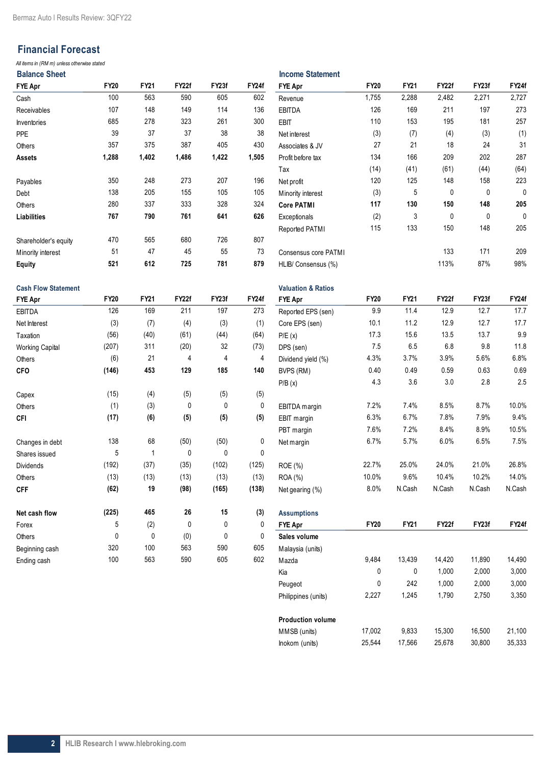# Financial Forecast

*All items in (RM m) unless otherwise stated*

## Balance Sheet

| FYE Apr | FY20 | FY21 | FY22f | FY23f | FY24f |
|---|---|---|---|---|---|
| Cash | 100 | 563 | 590 | 605 | 602 |
| Receivables | 107 | 148 | 149 | 114 | 136 |
| Inventories | 685 | 278 | 323 | 261 | 300 |
| PPE | 39 | 37 | 37 | 38 | 38 |
| Others | 357 | 375 | 387 | 405 | 430 |
| **Assets** | **1,288** | **1,402** | **1,486** | **1,422** | **1,505** |
| | | | | | |
| Payables | 350 | 248 | 273 | 207 | 196 |
| Debt | 138 | 205 | 155 | 105 | 105 |
| Others | 280 | 337 | 333 | 328 | 324 |
| **Liabilities** | **767** | **790** | **761** | **641** | **626** |
| | | | | | |
| Shareholder's equity | 470 | 565 | 680 | 726 | 807 |
| Minority interest | 51 | 47 | 45 | 55 | 73 |
| **Equity** | **521** | **612** | **725** | **781** | **879** |

## Income Statement

| FYE Apr | FY20 | FY21 | FY22f | FY23f | FY24f |
|---|---|---|---|---|---|
| Revenue | 1,755 | 2,288 | 2,482 | 2,271 | 2,727 |
| EBITDA | 126 | 169 | 211 | 197 | 273 |
| EBIT | 110 | 153 | 195 | 181 | 257 |
| Net interest | (3) | (7) | (4) | (3) | (1) |
| Associates & JV | 27 | 21 | 18 | 24 | 31 |
| Profit before tax | 134 | 166 | 209 | 202 | 287 |
| Tax | (14) | (41) | (61) | (44) | (64) |
| Net profit | 120 | 125 | 148 | 158 | 223 |
| Minority interest | (3) | 5 | 0 | 0 | 0 |
| **Core PATMI** | **117** | **130** | **150** | **148** | **205** |
| Exceptionals | (2) | 3 | 0 | 0 | 0 |
| Reported PATMI | 115 | 133 | 150 | 148 | 205 |
| | | | | | |
| Consensus core PATMI | | | 133 | 171 | 209 |
| HLIB/ Consensus (%) | | | 113% | 87% | 98% |

## Cash Flow Statement

| FYE Apr | FY20 | FY21 | FY22f | FY23f | FY24f |
|---|---|---|---|---|---|
| EBITDA | 126 | 169 | 211 | 197 | 273 |
| Net Interest | (3) | (7) | (4) | (3) | (1) |
| Taxation | (56) | (40) | (61) | (44) | (64) |
| Working Capital | (207) | 311 | (20) | 32 | (73) |
| Others | (6) | 21 | 4 | 4 | 4 |
| **CFO** | **(146)** | **453** | **129** | **185** | **140** |
| | | | | | |
| Capex | (15) | (4) | (5) | (5) | (5) |
| Others | (1) | (3) | 0 | 0 | 0 |
| **CFI** | **(17)** | **(6)** | **(5)** | **(5)** | **(5)** |
| | | | | | |
| Changes in debt | 138 | 68 | (50) | (50) | 0 |
| Shares issued | 5 | 1 | 0 | 0 | 0 |
| Dividends | (192) | (37) | (35) | (102) | (125) |
| Others | (13) | (13) | (13) | (13) | (13) |
| **CFF** | **(62)** | **19** | **(98)** | **(165)** | **(138)** |
| | | | | | |
| **Net cash flow** | **(225)** | **465** | **26** | **15** | **(3)** |
| Forex | 5 | (2) | 0 | 0 | 0 |
| Others | 0 | 0 | (0) | 0 | 0 |
| Beginning cash | 320 | 100 | 563 | 590 | 605 |
| Ending cash | 100 | 563 | 590 | 605 | 602 |

## Valuation & Ratios

| FYE Apr | FY20 | FY21 | FY22f | FY23f | FY24f |
|---|---|---|---|---|---|
| Reported EPS (sen) | 9.9 | 11.4 | 12.9 | 12.7 | 17.7 |
| Core EPS (sen) | 10.1 | 11.2 | 12.9 | 12.7 | 17.7 |
| P/E (x) | 17.3 | 15.6 | 13.5 | 13.7 | 9.9 |
| DPS (sen) | 7.5 | 6.5 | 6.8 | 9.8 | 11.8 |
| Dividend yield (%) | 4.3% | 3.7% | 3.9% | 5.6% | 6.8% |
| BVPS (RM) | 0.40 | 0.49 | 0.59 | 0.63 | 0.69 |
| P/B (x) | 4.3 | 3.6 | 3.0 | 2.8 | 2.5 |
| | | | | | |
| EBITDA margin | 7.2% | 7.4% | 8.5% | 8.7% | 10.0% |
| EBIT margin | 6.3% | 6.7% | 7.8% | 7.9% | 9.4% |
| PBT margin | 7.6% | 7.2% | 8.4% | 8.9% | 10.5% |
| Net margin | 6.7% | 5.7% | 6.0% | 6.5% | 7.5% |
| | | | | | |
| ROE (%) | 22.7% | 25.0% | 24.0% | 21.0% | 26.8% |
| ROA (%) | 10.0% | 9.6% | 10.4% | 10.2% | 14.0% |
| Net gearing (%) | 8.0% | N.Cash | N.Cash | N.Cash | N.Cash |

## Assumptions

| FYE Apr | FY20 | FY21 | FY22f | FY23f | FY24f |
|---|---|---|---|---|---|
| **Sales volume** | | | | | |
| Malaysia (units) | | | | | |
| Mazda | 9,484 | 13,439 | 14,420 | 11,890 | 14,490 |
| Kia | 0 | 0 | 1,000 | 2,000 | 3,000 |
| Peugeot | 0 | 242 | 1,000 | 2,000 | 3,000 |
| Philippines (units) | 2,227 | 1,245 | 1,790 | 2,750 | 3,350 |
| | | | | | |
| **Production volume** | | | | | |
| MMSB (units) | 17,002 | 9,833 | 15,300 | 16,500 | 21,100 |
| Inokom (units) | 25,544 | 17,566 | 25,678 | 30,800 | 35,333 |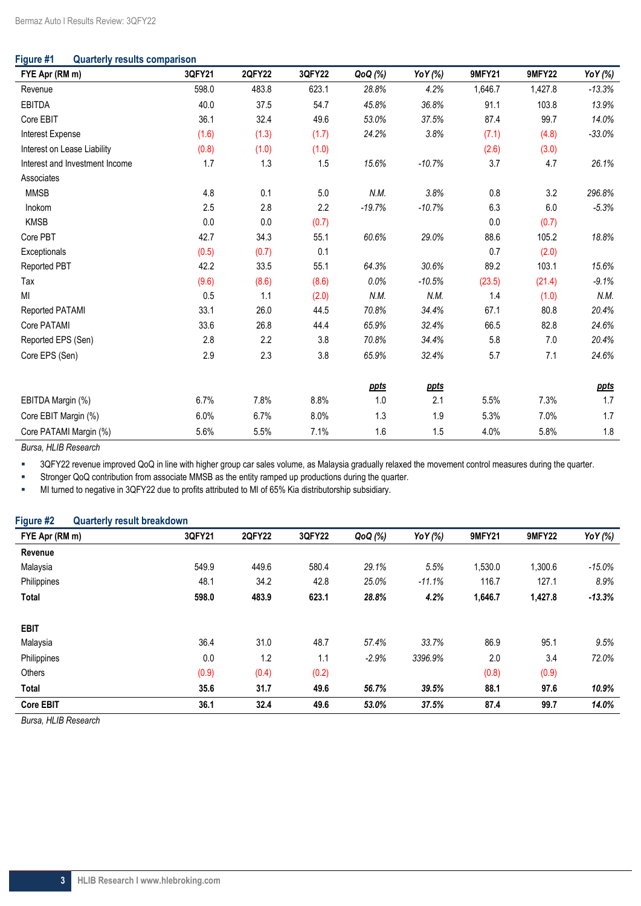**Figure #1 Quarterly results comparison**

| FYE Apr (RM m) | 3QFY21 | 2QFY22 | 3QFY22 | QoQ (%) | YoY (%) | 9MFY21 | 9MFY22 | YoY (%) |
|---|---|---|---|---|---|---|---|---|
| Revenue | 598.0 | 483.8 | 623.1 | 28.8% | 4.2% | 1,646.7 | 1,427.8 | -13.3% |
| EBITDA | 40.0 | 37.5 | 54.7 | 45.8% | 36.8% | 91.1 | 103.8 | 13.9% |
| Core EBIT | 36.1 | 32.4 | 49.6 | 53.0% | 37.5% | 87.4 | 99.7 | 14.0% |
| Interest Expense | (1.6) | (1.3) | (1.7) | 24.2% | 3.8% | (7.1) | (4.8) | -33.0% |
| Interest on Lease Liability | (0.8) | (1.0) | (1.0) | | | (2.6) | (3.0) | |
| Interest and Investment Income | 1.7 | 1.3 | 1.5 | 15.6% | -10.7% | 3.7 | 4.7 | 26.1% |
| Associates | | | | | | | | |
| MMSB | 4.8 | 0.1 | 5.0 | N.M. | 3.8% | 0.8 | 3.2 | 296.8% |
| Inokom | 2.5 | 2.8 | 2.2 | -19.7% | -10.7% | 6.3 | 6.0 | -5.3% |
| KMSB | 0.0 | 0.0 | (0.7) | | | 0.0 | (0.7) | |
| Core PBT | 42.7 | 34.3 | 55.1 | 60.6% | 29.0% | 88.6 | 105.2 | 18.8% |
| Exceptionals | (0.5) | (0.7) | 0.1 | | | 0.7 | (2.0) | |
| Reported PBT | 42.2 | 33.5 | 55.1 | 64.3% | 30.6% | 89.2 | 103.1 | 15.6% |
| Tax | (9.6) | (8.6) | (8.6) | 0.0% | -10.5% | (23.5) | (21.4) | -9.1% |
| MI | 0.5 | 1.1 | (2.0) | N.M. | N.M. | 1.4 | (1.0) | N.M. |
| Reported PATAMI | 33.1 | 26.0 | 44.5 | 70.8% | 34.4% | 67.1 | 80.8 | 20.4% |
| Core PATAMI | 33.6 | 26.8 | 44.4 | 65.9% | 32.4% | 66.5 | 82.8 | 24.6% |
| Reported EPS (Sen) | 2.8 | 2.2 | 3.8 | 70.8% | 34.4% | 5.8 | 7.0 | 20.4% |
| Core EPS (Sen) | 2.9 | 2.3 | 3.8 | 65.9% | 32.4% | 5.7 | 7.1 | 24.6% |
| | | | | ppts | ppts | | | ppts |
| EBITDA Margin (%) | 6.7% | 7.8% | 8.8% | 1.0 | 2.1 | 5.5% | 7.3% | 1.7 |
| Core EBIT Margin (%) | 6.0% | 6.7% | 8.0% | 1.3 | 1.9 | 5.3% | 7.0% | 1.7 |
| Core PATAMI Margin (%) | 5.6% | 5.5% | 7.1% | 1.6 | 1.5 | 4.0% | 5.8% | 1.8 |

*Bursa, HLIB Research*

- 3QFY22 revenue improved QoQ in line with higher group car sales volume, as Malaysia gradually relaxed the movement control measures during the quarter.
- Stronger QoQ contribution from associate MMSB as the entity ramped up productions during the quarter.
- MI turned to negative in 3QFY22 due to profits attributed to MI of 65% Kia distributorship subsidiary.

**Figure #2 Quarterly result breakdown**

| FYE Apr (RM m) | 3QFY21 | 2QFY22 | 3QFY22 | QoQ (%) | YoY (%) | 9MFY21 | 9MFY22 | YoY (%) |
|---|---|---|---|---|---|---|---|---|
| **Revenue** | | | | | | | | |
| Malaysia | 549.9 | 449.6 | 580.4 | 29.1% | 5.5% | 1,530.0 | 1,300.6 | -15.0% |
| Philippines | 48.1 | 34.2 | 42.8 | 25.0% | -11.1% | 116.7 | 127.1 | 8.9% |
| **Total** | **598.0** | **483.9** | **623.1** | **28.8%** | **4.2%** | **1,646.7** | **1,427.8** | **-13.3%** |
| | | | | | | | | |
| **EBIT** | | | | | | | | |
| Malaysia | 36.4 | 31.0 | 48.7 | 57.4% | 33.7% | 86.9 | 95.1 | 9.5% |
| Philippines | 0.0 | 1.2 | 1.1 | -2.9% | 3396.9% | 2.0 | 3.4 | 72.0% |
| Others | (0.9) | (0.4) | (0.2) | | | (0.8) | (0.9) | |
| **Total** | **35.6** | **31.7** | **49.6** | **56.7%** | **39.5%** | **88.1** | **97.6** | **10.9%** |
| **Core EBIT** | **36.1** | **32.4** | **49.6** | **53.0%** | **37.5%** | **87.4** | **99.7** | **14.0%** |

*Bursa, HLIB Research*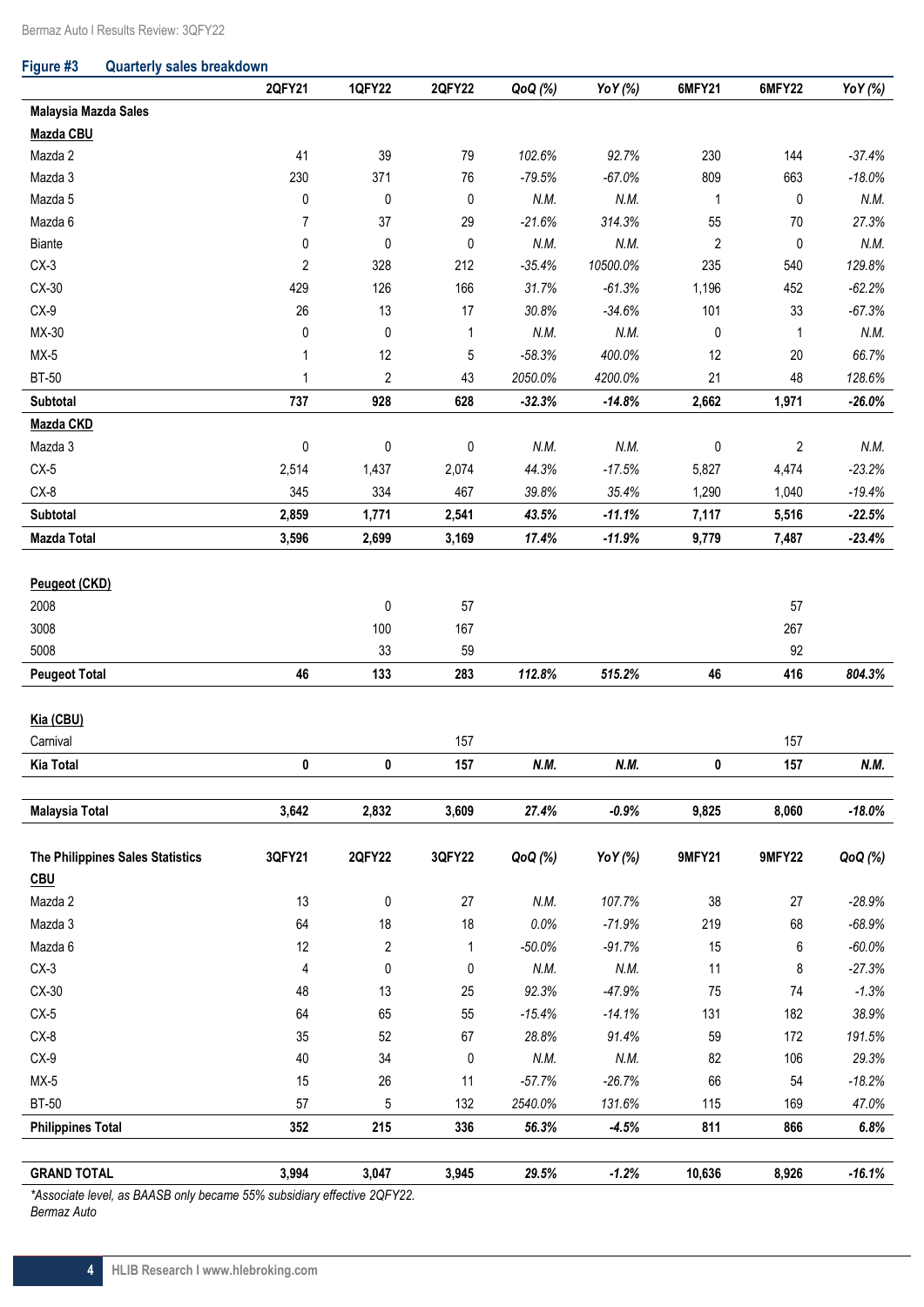**Figure #3 Quarterly sales breakdown**

| | 2QFY21 | 1QFY22 | 2QFY22 | QoQ (%) | YoY (%) | 6MFY21 | 6MFY22 | YoY (%) |
|---|---|---|---|---|---|---|---|---|
| **Malaysia Mazda Sales** | | | | | | | | |
| **Mazda CBU** | | | | | | | | |
| Mazda 2 | 41 | 39 | 79 | *102.6%* | *92.7%* | 230 | 144 | *-37.4%* |
| Mazda 3 | 230 | 371 | 76 | *-79.5%* | *-67.0%* | 809 | 663 | *-18.0%* |
| Mazda 5 | 0 | 0 | 0 | *N.M.* | *N.M.* | 1 | 0 | *N.M.* |
| Mazda 6 | 7 | 37 | 29 | *-21.6%* | *314.3%* | 55 | 70 | *27.3%* |
| Biante | 0 | 0 | 0 | *N.M.* | *N.M.* | 2 | 0 | *N.M.* |
| CX-3 | 2 | 328 | 212 | *-35.4%* | *10500.0%* | 235 | 540 | *129.8%* |
| CX-30 | 429 | 126 | 166 | *31.7%* | *-61.3%* | 1,196 | 452 | *-62.2%* |
| CX-9 | 26 | 13 | 17 | *30.8%* | *-34.6%* | 101 | 33 | *-67.3%* |
| MX-30 | 0 | 0 | 1 | *N.M.* | *N.M.* | 0 | 1 | *N.M.* |
| MX-5 | 1 | 12 | 5 | *-58.3%* | *400.0%* | 12 | 20 | *66.7%* |
| BT-50 | 1 | 2 | 43 | *2050.0%* | *4200.0%* | 21 | 48 | *128.6%* |
| **Subtotal** | **737** | **928** | **628** | ***-32.3%*** | ***-14.8%*** | **2,662** | **1,971** | ***-26.0%*** |
| **Mazda CKD** | | | | | | | | |
| Mazda 3 | 0 | 0 | 0 | *N.M.* | *N.M.* | 0 | 2 | *N.M.* |
| CX-5 | 2,514 | 1,437 | 2,074 | *44.3%* | *-17.5%* | 5,827 | 4,474 | *-23.2%* |
| CX-8 | 345 | 334 | 467 | *39.8%* | *35.4%* | 1,290 | 1,040 | *-19.4%* |
| **Subtotal** | **2,859** | **1,771** | **2,541** | ***43.5%*** | ***-11.1%*** | **7,117** | **5,516** | ***-22.5%*** |
| **Mazda Total** | **3,596** | **2,699** | **3,169** | ***17.4%*** | ***-11.9%*** | **9,779** | **7,487** | ***-23.4%*** |
| | | | | | | | | |
| **Peugeot (CKD)** | | | | | | | | |
| 2008 | | 0 | 57 | | | | 57 | |
| 3008 | | 100 | 167 | | | | 267 | |
| 5008 | | 33 | 59 | | | | 92 | |
| **Peugeot Total** | **46** | **133** | **283** | ***112.8%*** | ***515.2%*** | **46** | **416** | ***804.3%*** |
| | | | | | | | | |
| **Kia (CBU)** | | | | | | | | |
| Carnival | | | 157 | | | | 157 | |
| **Kia Total** | **0** | **0** | **157** | ***N.M.*** | ***N.M.*** | **0** | **157** | ***N.M.*** |
| | | | | | | | | |
| **Malaysia Total** | **3,642** | **2,832** | **3,609** | ***27.4%*** | ***-0.9%*** | **9,825** | **8,060** | ***-18.0%*** |
| | | | | | | | | |
| **The Philippines Sales Statistics** | **3QFY21** | **2QFY22** | **3QFY22** | ***QoQ (%)*** | ***YoY (%)*** | **9MFY21** | **9MFY22** | ***QoQ (%)*** |
| **CBU** | | | | | | | | |
| Mazda 2 | 13 | 0 | 27 | *N.M.* | *107.7%* | 38 | 27 | *-28.9%* |
| Mazda 3 | 64 | 18 | 18 | *0.0%* | *-71.9%* | 219 | 68 | *-68.9%* |
| Mazda 6 | 12 | 2 | 1 | *-50.0%* | *-91.7%* | 15 | 6 | *-60.0%* |
| CX-3 | 4 | 0 | 0 | *N.M.* | *N.M.* | 11 | 8 | *-27.3%* |
| CX-30 | 48 | 13 | 25 | *92.3%* | *-47.9%* | 75 | 74 | *-1.3%* |
| CX-5 | 64 | 65 | 55 | *-15.4%* | *-14.1%* | 131 | 182 | *38.9%* |
| CX-8 | 35 | 52 | 67 | *28.8%* | *91.4%* | 59 | 172 | *191.5%* |
| CX-9 | 40 | 34 | 0 | *N.M.* | *N.M.* | 82 | 106 | *29.3%* |
| MX-5 | 15 | 26 | 11 | *-57.7%* | *-26.7%* | 66 | 54 | *-18.2%* |
| BT-50 | 57 | 5 | 132 | *2540.0%* | *131.6%* | 115 | 169 | *47.0%* |
| **Philippines Total** | **352** | **215** | **336** | ***56.3%*** | ***-4.5%*** | **811** | **866** | ***6.8%*** |
| | | | | | | | | |
| **GRAND TOTAL** | **3,994** | **3,047** | **3,945** | ***29.5%*** | ***-1.2%*** | **10,636** | **8,926** | ***-16.1%*** |

*\*Associate level, as BAASB only became 55% subsidiary effective 2QFY22.*

*Bermaz Auto*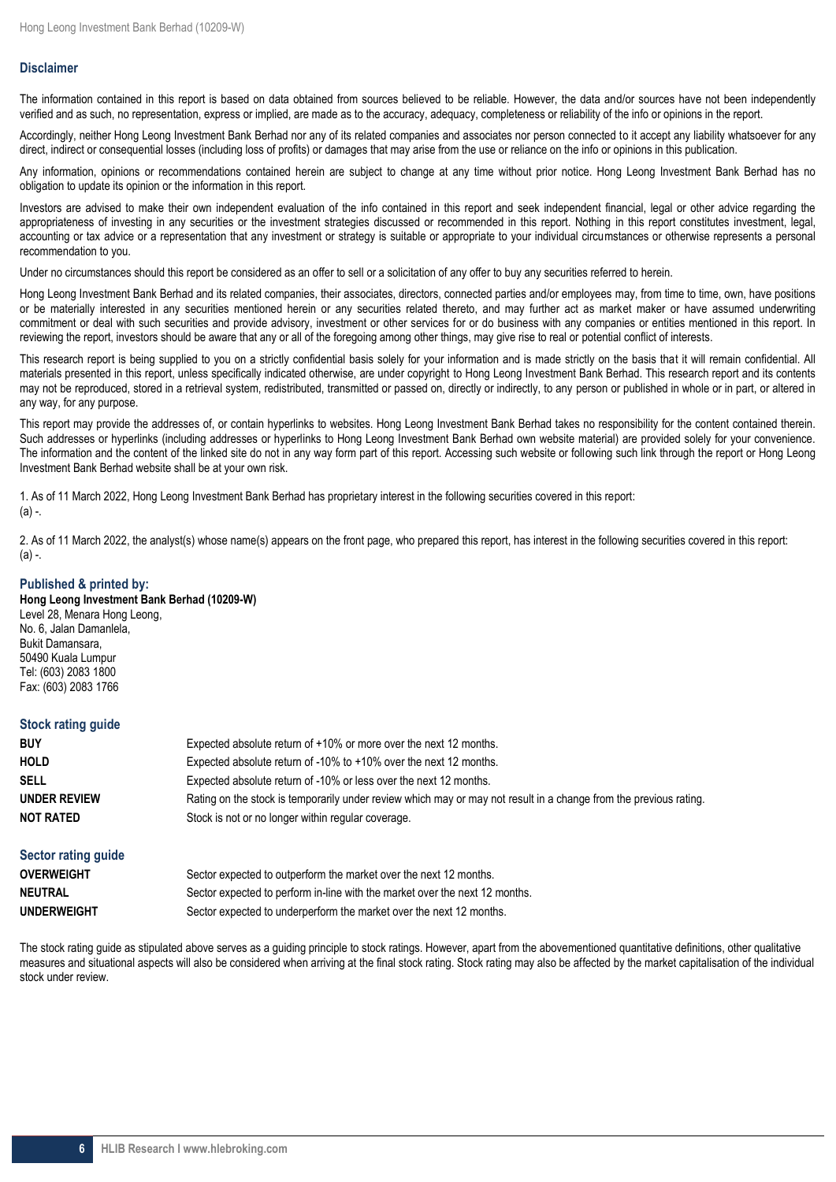## Disclaimer

The information contained in this report is based on data obtained from sources believed to be reliable. However, the data and/or sources have not been independently verified and as such, no representation, express or implied, are made as to the accuracy, adequacy, completeness or reliability of the info or opinions in the report.

Accordingly, neither Hong Leong Investment Bank Berhad nor any of its related companies and associates nor person connected to it accept any liability whatsoever for any direct, indirect or consequential losses (including loss of profits) or damages that may arise from the use or reliance on the info or opinions in this publication.

Any information, opinions or recommendations contained herein are subject to change at any time without prior notice. Hong Leong Investment Bank Berhad has no obligation to update its opinion or the information in this report.

Investors are advised to make their own independent evaluation of the info contained in this report and seek independent financial, legal or other advice regarding the appropriateness of investing in any securities or the investment strategies discussed or recommended in this report. Nothing in this report constitutes investment, legal, accounting or tax advice or a representation that any investment or strategy is suitable or appropriate to your individual circumstances or otherwise represents a personal recommendation to you.

Under no circumstances should this report be considered as an offer to sell or a solicitation of any offer to buy any securities referred to herein.

Hong Leong Investment Bank Berhad and its related companies, their associates, directors, connected parties and/or employees may, from time to time, own, have positions or be materially interested in any securities mentioned herein or any securities related thereto, and may further act as market maker or have assumed underwriting commitment or deal with such securities and provide advisory, investment or other services for or do business with any companies or entities mentioned in this report. In reviewing the report, investors should be aware that any or all of the foregoing among other things, may give rise to real or potential conflict of interests.

This research report is being supplied to you on a strictly confidential basis solely for your information and is made strictly on the basis that it will remain confidential. All materials presented in this report, unless specifically indicated otherwise, are under copyright to Hong Leong Investment Bank Berhad. This research report and its contents may not be reproduced, stored in a retrieval system, redistributed, transmitted or passed on, directly or indirectly, to any person or published in whole or in part, or altered in any way, for any purpose.

This report may provide the addresses of, or contain hyperlinks to websites. Hong Leong Investment Bank Berhad takes no responsibility for the content contained therein. Such addresses or hyperlinks (including addresses or hyperlinks to Hong Leong Investment Bank Berhad own website material) are provided solely for your convenience. The information and the content of the linked site do not in any way form part of this report. Accessing such website or following such link through the report or Hong Leong Investment Bank Berhad website shall be at your own risk.

1. As of 11 March 2022, Hong Leong Investment Bank Berhad has proprietary interest in the following securities covered in this report:
(a) -.

2. As of 11 March 2022, the analyst(s) whose name(s) appears on the front page, who prepared this report, has interest in the following securities covered in this report:
(a) -.

### Published & printed by:

**Hong Leong Investment Bank Berhad (10209-W)**
Level 28, Menara Hong Leong,
No. 6, Jalan Damanlela,
Bukit Damansara,
50490 Kuala Lumpur
Tel: (603) 2083 1800
Fax: (603) 2083 1766

### Stock rating guide

| | |
|---|---|
| **BUY** | Expected absolute return of +10% or more over the next 12 months. |
| **HOLD** | Expected absolute return of -10% to +10% over the next 12 months. |
| **SELL** | Expected absolute return of -10% or less over the next 12 months. |
| **UNDER REVIEW** | Rating on the stock is temporarily under review which may or may not result in a change from the previous rating. |
| **NOT RATED** | Stock is not or no longer within regular coverage. |

### Sector rating guide

| | |
|---|---|
| **OVERWEIGHT** | Sector expected to outperform the market over the next 12 months. |
| **NEUTRAL** | Sector expected to perform in-line with the market over the next 12 months. |
| **UNDERWEIGHT** | Sector expected to underperform the market over the next 12 months. |

The stock rating guide as stipulated above serves as a guiding principle to stock ratings. However, apart from the abovementioned quantitative definitions, other qualitative measures and situational aspects will also be considered when arriving at the final stock rating. Stock rating may also be affected by the market capitalisation of the individual stock under review.